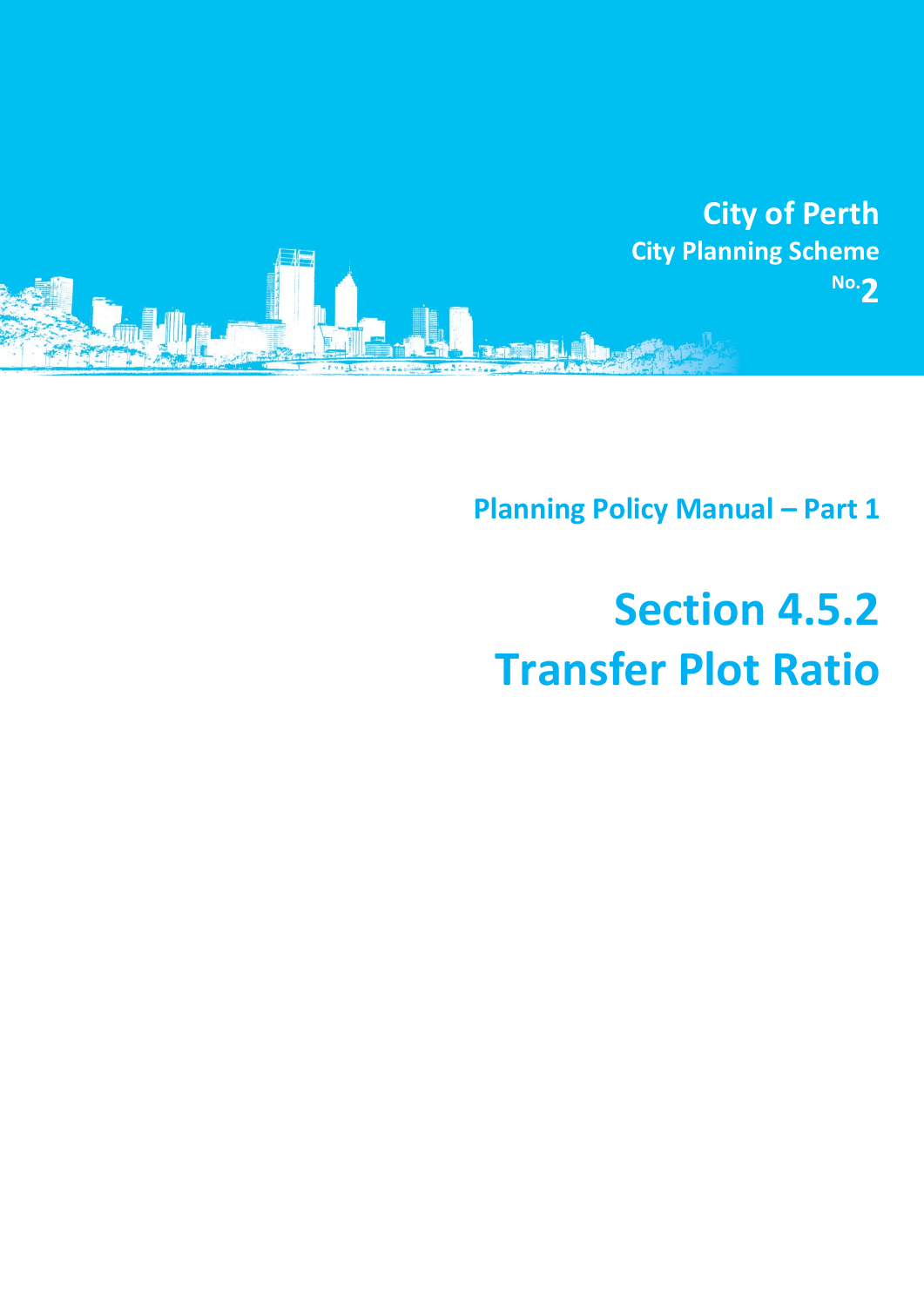City of Perth
City Planning Scheme No. 2

Planning Policy Manual – Part 1

# Section 4.5.2 Transfer Plot Ratio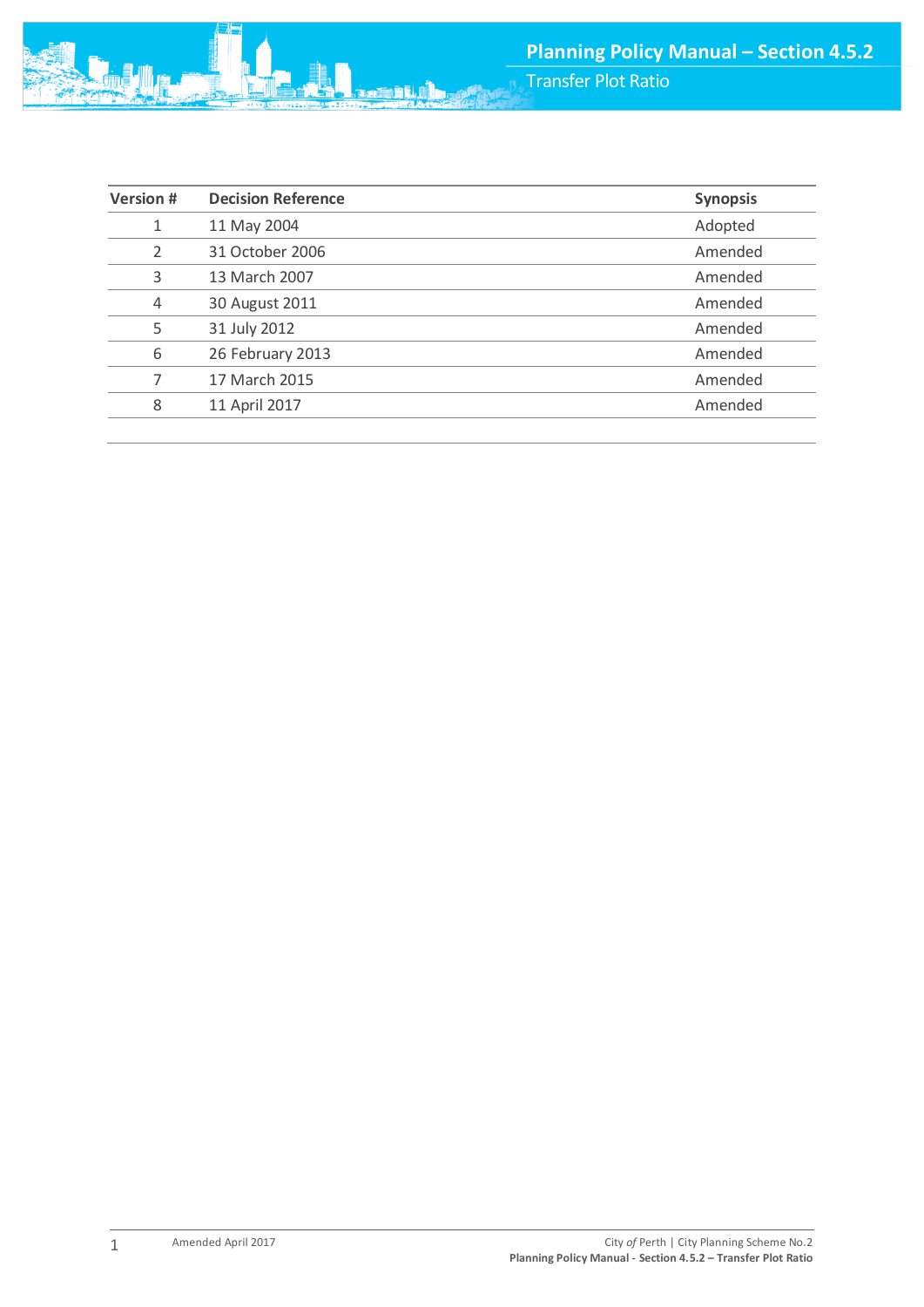| Version # | Decision Reference | Synopsis |
|---|---|---|
| 1 | 11 May 2004 | Adopted |
| 2 | 31 October 2006 | Amended |
| 3 | 13 March 2007 | Amended |
| 4 | 30 August 2011 | Amended |
| 5 | 31 July 2012 | Amended |
| 6 | 26 February 2013 | Amended |
| 7 | 17 March 2015 | Amended |
| 8 | 11 April 2017 | Amended |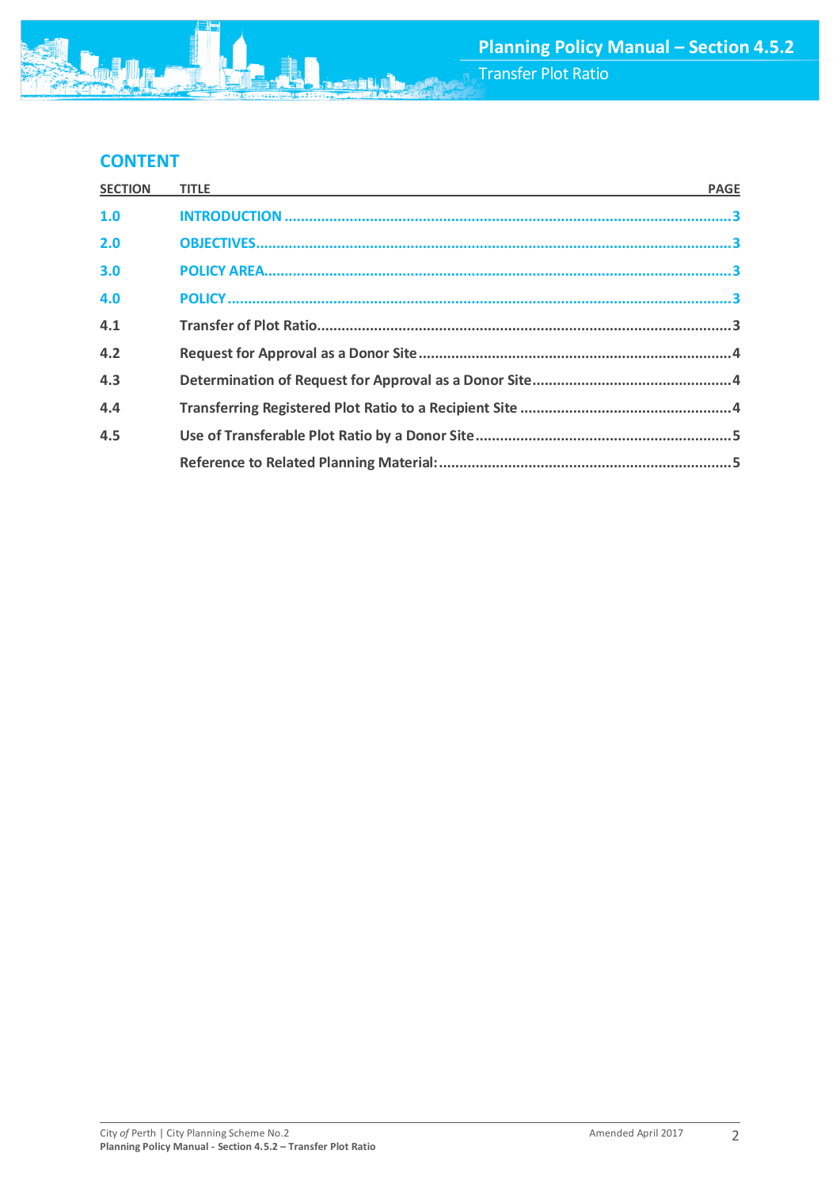## CONTENT

| SECTION | TITLE | PAGE |
|---|---|---|
| 1.0 | INTRODUCTION | 3 |
| 2.0 | OBJECTIVES | 3 |
| 3.0 | POLICY AREA | 3 |
| 4.0 | POLICY | 3 |
| 4.1 | Transfer of Plot Ratio | 3 |
| 4.2 | Request for Approval as a Donor Site | 4 |
| 4.3 | Determination of Request for Approval as a Donor Site | 4 |
| 4.4 | Transferring Registered Plot Ratio to a Recipient Site | 4 |
| 4.5 | Use of Transferable Plot Ratio by a Donor Site | 5 |
| | Reference to Related Planning Material: | 5 |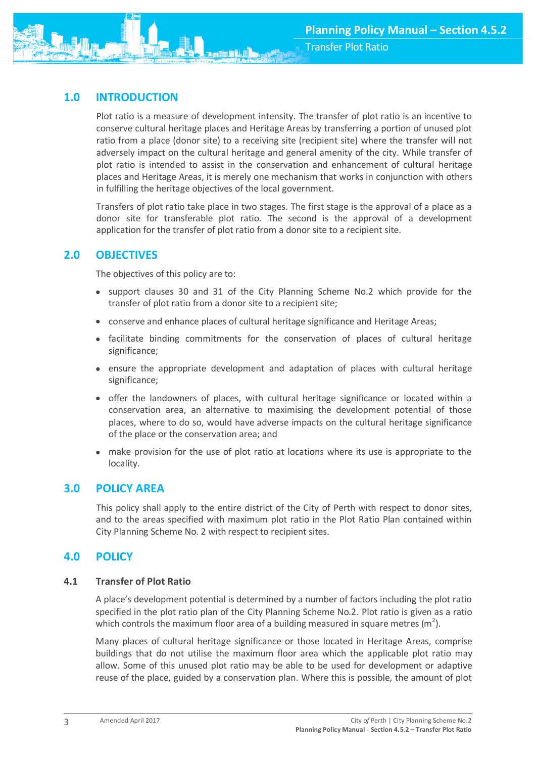## 1.0 INTRODUCTION

Plot ratio is a measure of development intensity. The transfer of plot ratio is an incentive to conserve cultural heritage places and Heritage Areas by transferring a portion of unused plot ratio from a place (donor site) to a receiving site (recipient site) where the transfer will not adversely impact on the cultural heritage and general amenity of the city. While transfer of plot ratio is intended to assist in the conservation and enhancement of cultural heritage places and Heritage Areas, it is merely one mechanism that works in conjunction with others in fulfilling the heritage objectives of the local government.

Transfers of plot ratio take place in two stages. The first stage is the approval of a place as a donor site for transferable plot ratio. The second is the approval of a development application for the transfer of plot ratio from a donor site to a recipient site.

## 2.0 OBJECTIVES

The objectives of this policy are to:

- support clauses 30 and 31 of the City Planning Scheme No.2 which provide for the transfer of plot ratio from a donor site to a recipient site;
- conserve and enhance places of cultural heritage significance and Heritage Areas;
- facilitate binding commitments for the conservation of places of cultural heritage significance;
- ensure the appropriate development and adaptation of places with cultural heritage significance;
- offer the landowners of places, with cultural heritage significance or located within a conservation area, an alternative to maximising the development potential of those places, where to do so, would have adverse impacts on the cultural heritage significance of the place or the conservation area; and
- make provision for the use of plot ratio at locations where its use is appropriate to the locality.

## 3.0 POLICY AREA

This policy shall apply to the entire district of the City of Perth with respect to donor sites, and to the areas specified with maximum plot ratio in the Plot Ratio Plan contained within City Planning Scheme No. 2 with respect to recipient sites.

## 4.0 POLICY

### 4.1 Transfer of Plot Ratio

A place's development potential is determined by a number of factors including the plot ratio specified in the plot ratio plan of the City Planning Scheme No.2. Plot ratio is given as a ratio which controls the maximum floor area of a building measured in square metres ($m^2$).

Many places of cultural heritage significance or those located in Heritage Areas, comprise buildings that do not utilise the maximum floor area which the applicable plot ratio may allow. Some of this unused plot ratio may be able to be used for development or adaptive reuse of the place, guided by a conservation plan. Where this is possible, the amount of plot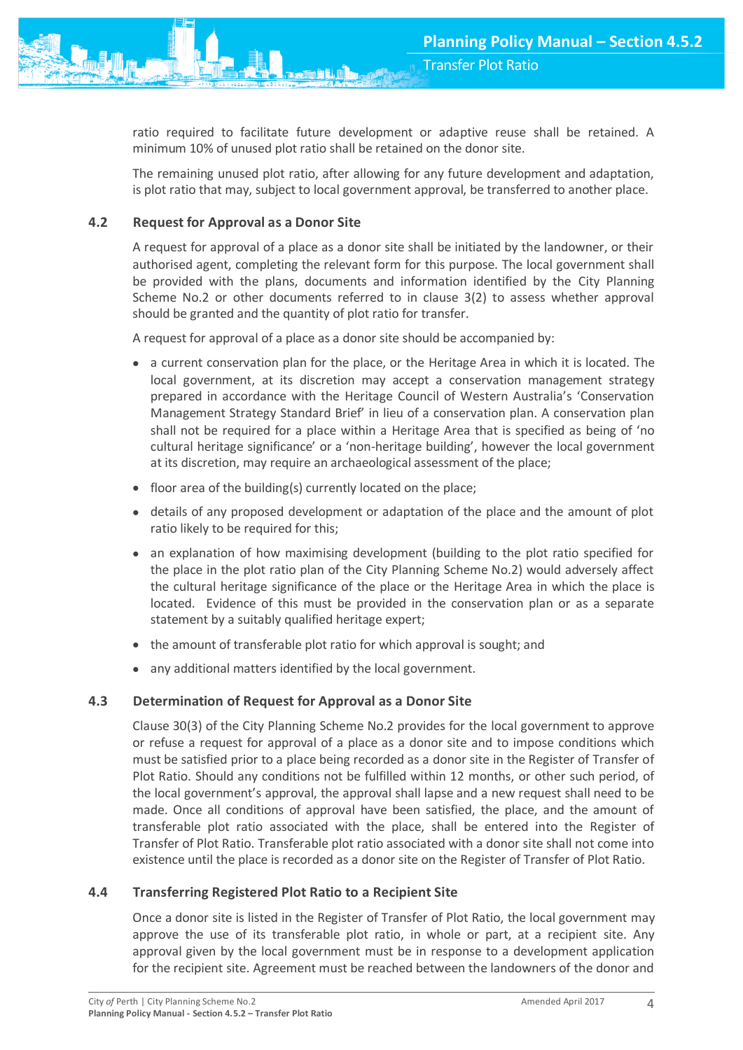ratio required to facilitate future development or adaptive reuse shall be retained. A minimum 10% of unused plot ratio shall be retained on the donor site.

The remaining unused plot ratio, after allowing for any future development and adaptation, is plot ratio that may, subject to local government approval, be transferred to another place.

### 4.2 Request for Approval as a Donor Site

A request for approval of a place as a donor site shall be initiated by the landowner, or their authorised agent, completing the relevant form for this purpose. The local government shall be provided with the plans, documents and information identified by the City Planning Scheme No.2 or other documents referred to in clause 3(2) to assess whether approval should be granted and the quantity of plot ratio for transfer.

A request for approval of a place as a donor site should be accompanied by:

- a current conservation plan for the place, or the Heritage Area in which it is located. The local government, at its discretion may accept a conservation management strategy prepared in accordance with the Heritage Council of Western Australia's 'Conservation Management Strategy Standard Brief' in lieu of a conservation plan. A conservation plan shall not be required for a place within a Heritage Area that is specified as being of 'no cultural heritage significance' or a 'non-heritage building', however the local government at its discretion, may require an archaeological assessment of the place;
- floor area of the building(s) currently located on the place;
- details of any proposed development or adaptation of the place and the amount of plot ratio likely to be required for this;
- an explanation of how maximising development (building to the plot ratio specified for the place in the plot ratio plan of the City Planning Scheme No.2) would adversely affect the cultural heritage significance of the place or the Heritage Area in which the place is located. Evidence of this must be provided in the conservation plan or as a separate statement by a suitably qualified heritage expert;
- the amount of transferable plot ratio for which approval is sought; and
- any additional matters identified by the local government.

### 4.3 Determination of Request for Approval as a Donor Site

Clause 30(3) of the City Planning Scheme No.2 provides for the local government to approve or refuse a request for approval of a place as a donor site and to impose conditions which must be satisfied prior to a place being recorded as a donor site in the Register of Transfer of Plot Ratio. Should any conditions not be fulfilled within 12 months, or other such period, of the local government's approval, the approval shall lapse and a new request shall need to be made. Once all conditions of approval have been satisfied, the place, and the amount of transferable plot ratio associated with the place, shall be entered into the Register of Transfer of Plot Ratio. Transferable plot ratio associated with a donor site shall not come into existence until the place is recorded as a donor site on the Register of Transfer of Plot Ratio.

### 4.4 Transferring Registered Plot Ratio to a Recipient Site

Once a donor site is listed in the Register of Transfer of Plot Ratio, the local government may approve the use of its transferable plot ratio, in whole or part, at a recipient site. Any approval given by the local government must be in response to a development application for the recipient site. Agreement must be reached between the landowners of the donor and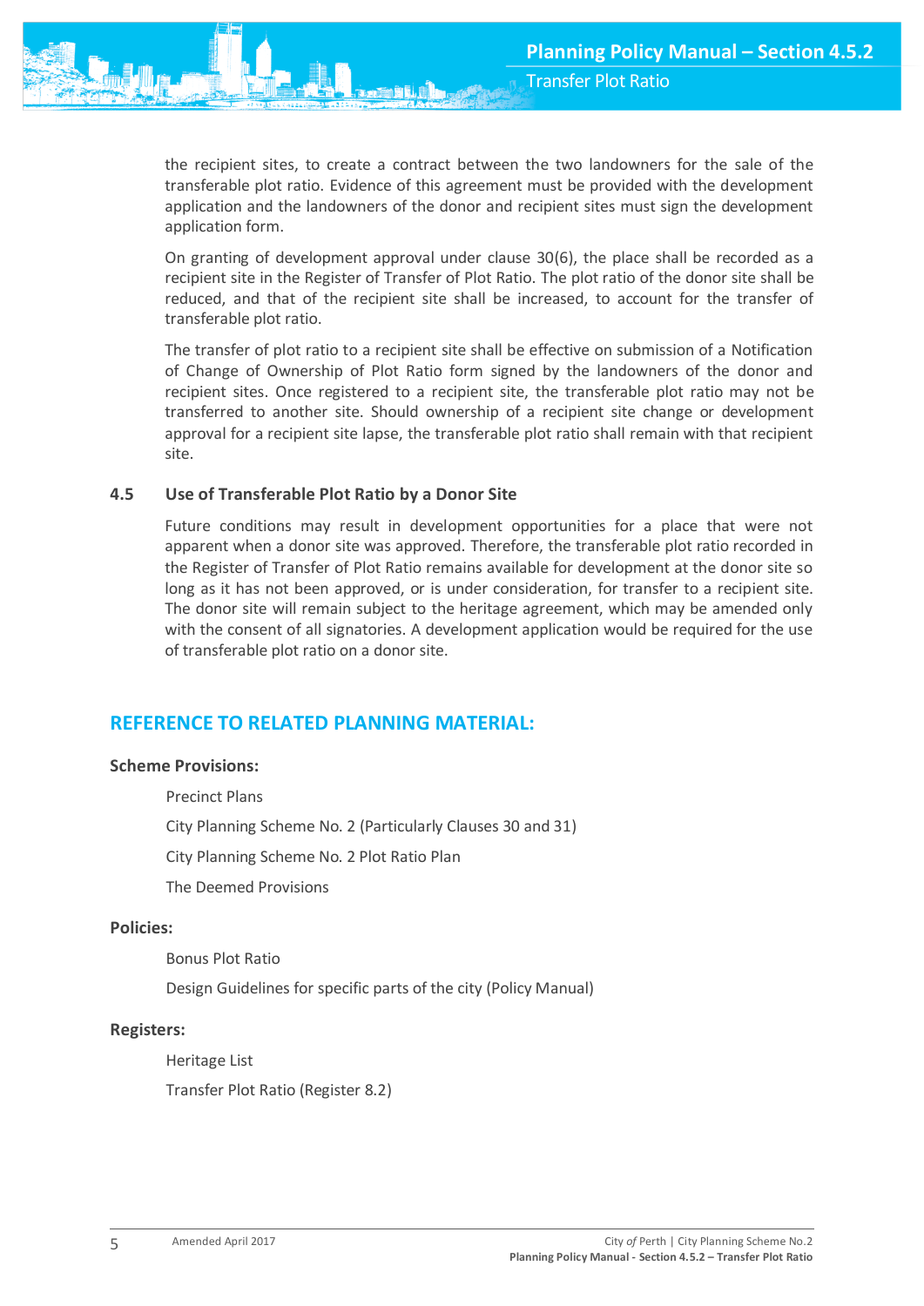the recipient sites, to create a contract between the two landowners for the sale of the transferable plot ratio. Evidence of this agreement must be provided with the development application and the landowners of the donor and recipient sites must sign the development application form.

On granting of development approval under clause 30(6), the place shall be recorded as a recipient site in the Register of Transfer of Plot Ratio. The plot ratio of the donor site shall be reduced, and that of the recipient site shall be increased, to account for the transfer of transferable plot ratio.

The transfer of plot ratio to a recipient site shall be effective on submission of a Notification of Change of Ownership of Plot Ratio form signed by the landowners of the donor and recipient sites. Once registered to a recipient site, the transferable plot ratio may not be transferred to another site. Should ownership of a recipient site change or development approval for a recipient site lapse, the transferable plot ratio shall remain with that recipient site.

### 4.5 Use of Transferable Plot Ratio by a Donor Site

Future conditions may result in development opportunities for a place that were not apparent when a donor site was approved. Therefore, the transferable plot ratio recorded in the Register of Transfer of Plot Ratio remains available for development at the donor site so long as it has not been approved, or is under consideration, for transfer to a recipient site. The donor site will remain subject to the heritage agreement, which may be amended only with the consent of all signatories. A development application would be required for the use of transferable plot ratio on a donor site.

## REFERENCE TO RELATED PLANNING MATERIAL:

**Scheme Provisions:**

Precinct Plans

City Planning Scheme No. 2 (Particularly Clauses 30 and 31)

City Planning Scheme No. 2 Plot Ratio Plan

The Deemed Provisions

**Policies:**

Bonus Plot Ratio

Design Guidelines for specific parts of the city (Policy Manual)

**Registers:**

Heritage List

Transfer Plot Ratio (Register 8.2)